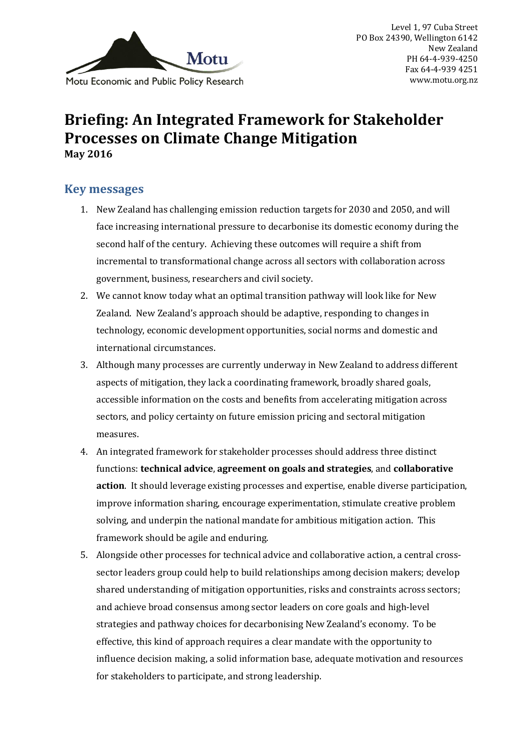Motu Economic and Public Policy Research

Level 1, 97 Cuba Street
PO Box 24390, Wellington 6142
New Zealand
PH 64-4-939-4250
Fax 64-4-939 4251
www.motu.org.nz

# Briefing: An Integrated Framework for Stakeholder Processes on Climate Change Mitigation

**May 2016**

## Key messages

1. New Zealand has challenging emission reduction targets for 2030 and 2050, and will face increasing international pressure to decarbonise its domestic economy during the second half of the century. Achieving these outcomes will require a shift from incremental to transformational change across all sectors with collaboration across government, business, researchers and civil society.
2. We cannot know today what an optimal transition pathway will look like for New Zealand. New Zealand's approach should be adaptive, responding to changes in technology, economic development opportunities, social norms and domestic and international circumstances.
3. Although many processes are currently underway in New Zealand to address different aspects of mitigation, they lack a coordinating framework, broadly shared goals, accessible information on the costs and benefits from accelerating mitigation across sectors, and policy certainty on future emission pricing and sectoral mitigation measures.
4. An integrated framework for stakeholder processes should address three distinct functions: **technical advice**, **agreement on goals and strategies**, and **collaborative action**. It should leverage existing processes and expertise, enable diverse participation, improve information sharing, encourage experimentation, stimulate creative problem solving, and underpin the national mandate for ambitious mitigation action. This framework should be agile and enduring.
5. Alongside other processes for technical advice and collaborative action, a central cross-sector leaders group could help to build relationships among decision makers; develop shared understanding of mitigation opportunities, risks and constraints across sectors; and achieve broad consensus among sector leaders on core goals and high-level strategies and pathway choices for decarbonising New Zealand's economy. To be effective, this kind of approach requires a clear mandate with the opportunity to influence decision making, a solid information base, adequate motivation and resources for stakeholders to participate, and strong leadership.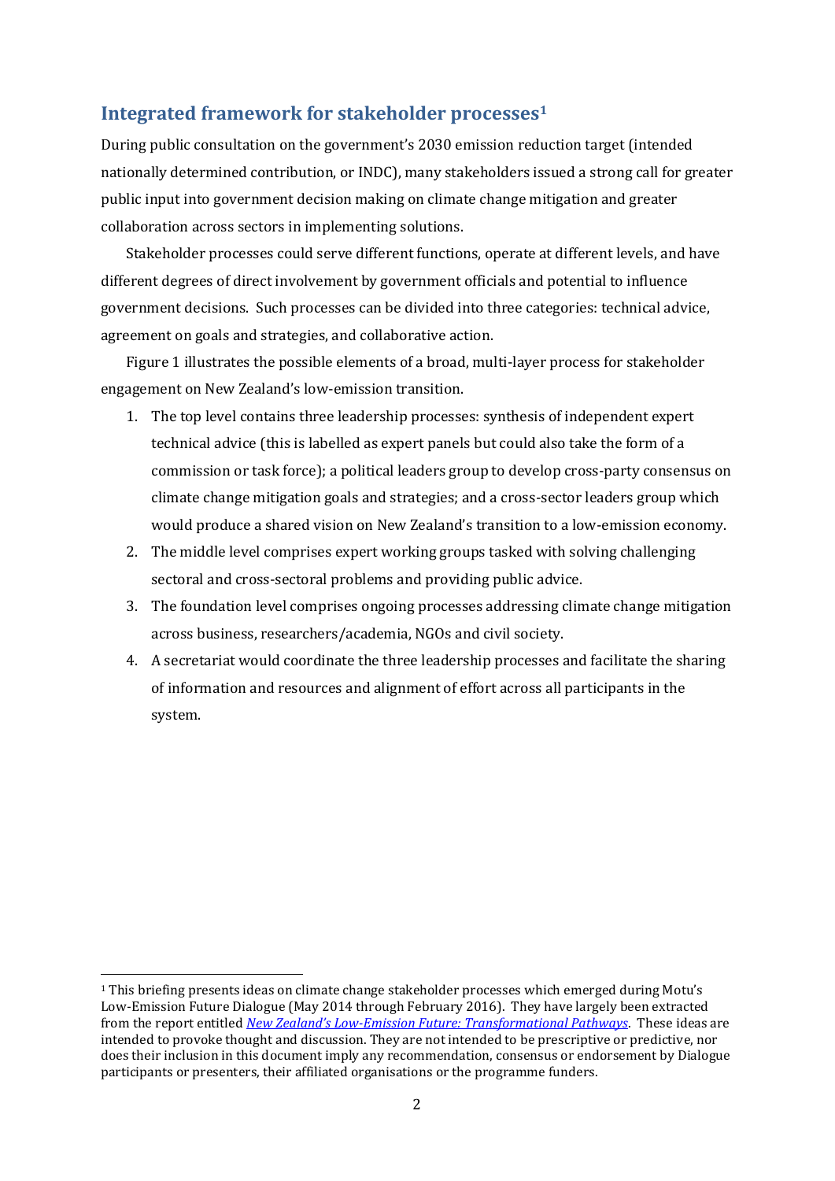## Integrated framework for stakeholder processes[1]

During public consultation on the government's 2030 emission reduction target (intended nationally determined contribution, or INDC), many stakeholders issued a strong call for greater public input into government decision making on climate change mitigation and greater collaboration across sectors in implementing solutions.

Stakeholder processes could serve different functions, operate at different levels, and have different degrees of direct involvement by government officials and potential to influence government decisions. Such processes can be divided into three categories: technical advice, agreement on goals and strategies, and collaborative action.

Figure 1 illustrates the possible elements of a broad, multi-layer process for stakeholder engagement on New Zealand's low-emission transition.

1. The top level contains three leadership processes: synthesis of independent expert technical advice (this is labelled as expert panels but could also take the form of a commission or task force); a political leaders group to develop cross-party consensus on climate change mitigation goals and strategies; and a cross-sector leaders group which would produce a shared vision on New Zealand's transition to a low-emission economy.
2. The middle level comprises expert working groups tasked with solving challenging sectoral and cross-sectoral problems and providing public advice.
3. The foundation level comprises ongoing processes addressing climate change mitigation across business, researchers/academia, NGOs and civil society.
4. A secretariat would coordinate the three leadership processes and facilitate the sharing of information and resources and alignment of effort across all participants in the system.

---

[1] This briefing presents ideas on climate change stakeholder processes which emerged during Motu's Low-Emission Future Dialogue (May 2014 through February 2016). They have largely been extracted from the report entitled *New Zealand's Low-Emission Future: Transformational Pathways*. These ideas are intended to provoke thought and discussion. They are not intended to be prescriptive or predictive, nor does their inclusion in this document imply any recommendation, consensus or endorsement by Dialogue participants or presenters, their affiliated organisations or the programme funders.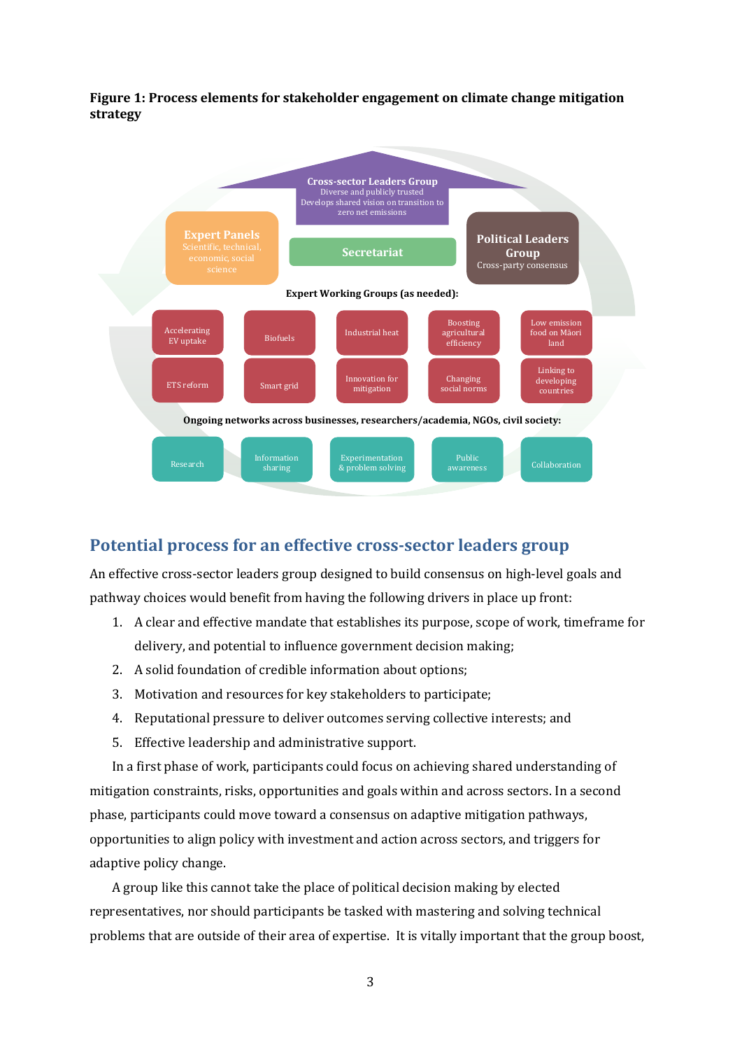**Figure 1: Process elements for stakeholder engagement on climate change mitigation strategy**

**Cross-sector Leaders Group**
Diverse and publicly trusted
Develops shared vision on transition to zero net emissions

**Expert Panels**
Scientific, technical, economic, social science

**Secretariat**

**Political Leaders Group**
Cross-party consensus

**Expert Working Groups (as needed):**

- Accelerating EV uptake
- Biofuels
- Industrial heat
- Boosting agricultural efficiency
- Low emission food on Māori land
- ETS reform
- Smart grid
- Innovation for mitigation
- Changing social norms
- Linking to developing countries

**Ongoing networks across businesses, researchers/academia, NGOs, civil society:**

- Research
- Information sharing
- Experimentation & problem solving
- Public awareness
- Collaboration

## Potential process for an effective cross-sector leaders group

An effective cross-sector leaders group designed to build consensus on high-level goals and pathway choices would benefit from having the following drivers in place up front:

1. A clear and effective mandate that establishes its purpose, scope of work, timeframe for delivery, and potential to influence government decision making;
2. A solid foundation of credible information about options;
3. Motivation and resources for key stakeholders to participate;
4. Reputational pressure to deliver outcomes serving collective interests; and
5. Effective leadership and administrative support.

In a first phase of work, participants could focus on achieving shared understanding of mitigation constraints, risks, opportunities and goals within and across sectors. In a second phase, participants could move toward a consensus on adaptive mitigation pathways, opportunities to align policy with investment and action across sectors, and triggers for adaptive policy change.

A group like this cannot take the place of political decision making by elected representatives, nor should participants be tasked with mastering and solving technical problems that are outside of their area of expertise. It is vitally important that the group boost,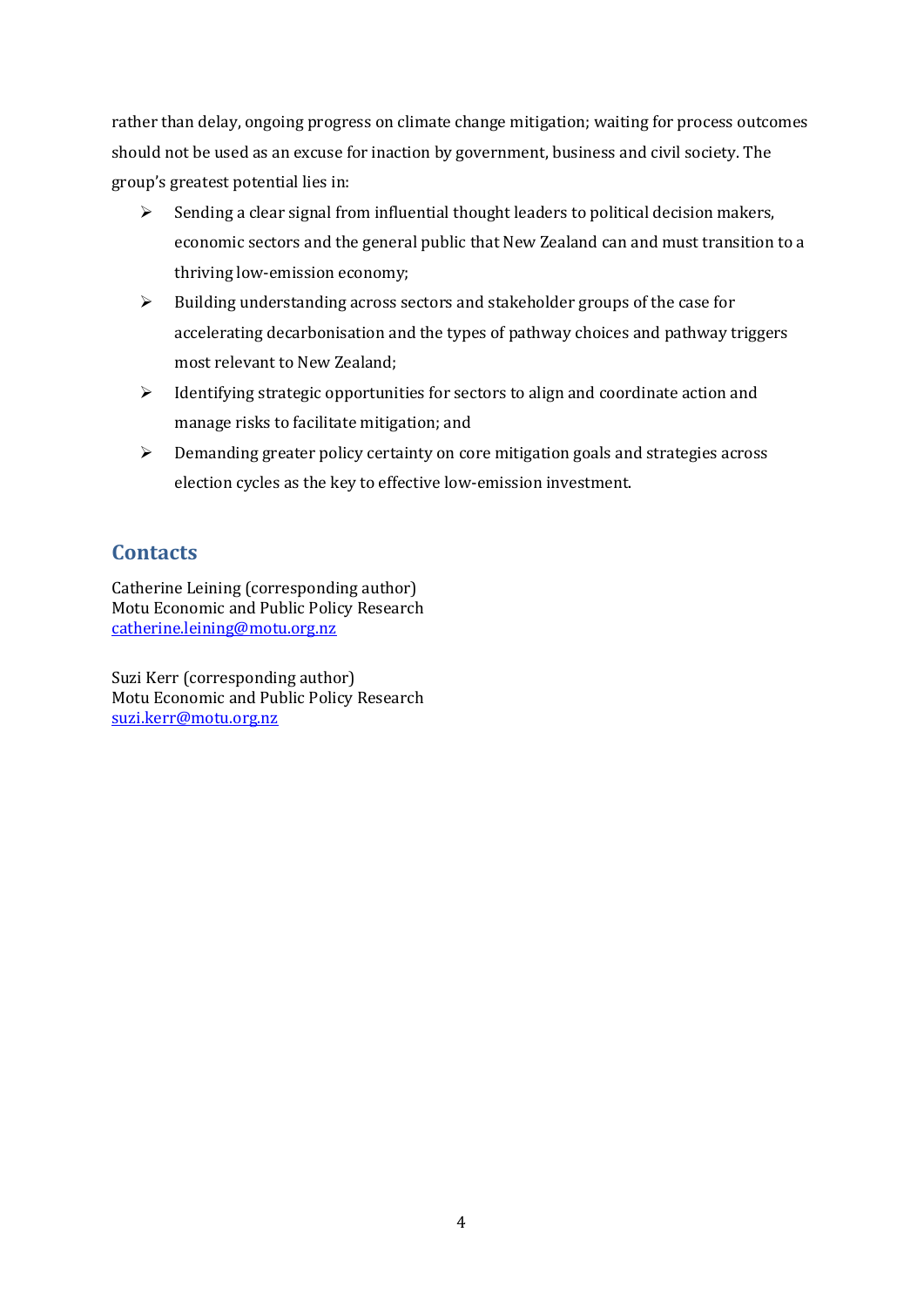rather than delay, ongoing progress on climate change mitigation; waiting for process outcomes should not be used as an excuse for inaction by government, business and civil society. The group's greatest potential lies in:

- Sending a clear signal from influential thought leaders to political decision makers, economic sectors and the general public that New Zealand can and must transition to a thriving low-emission economy;
- Building understanding across sectors and stakeholder groups of the case for accelerating decarbonisation and the types of pathway choices and pathway triggers most relevant to New Zealand;
- Identifying strategic opportunities for sectors to align and coordinate action and manage risks to facilitate mitigation; and
- Demanding greater policy certainty on core mitigation goals and strategies across election cycles as the key to effective low-emission investment.

## Contacts

Catherine Leining (corresponding author)
Motu Economic and Public Policy Research
catherine.leining@motu.org.nz

Suzi Kerr (corresponding author)
Motu Economic and Public Policy Research
suzi.kerr@motu.org.nz